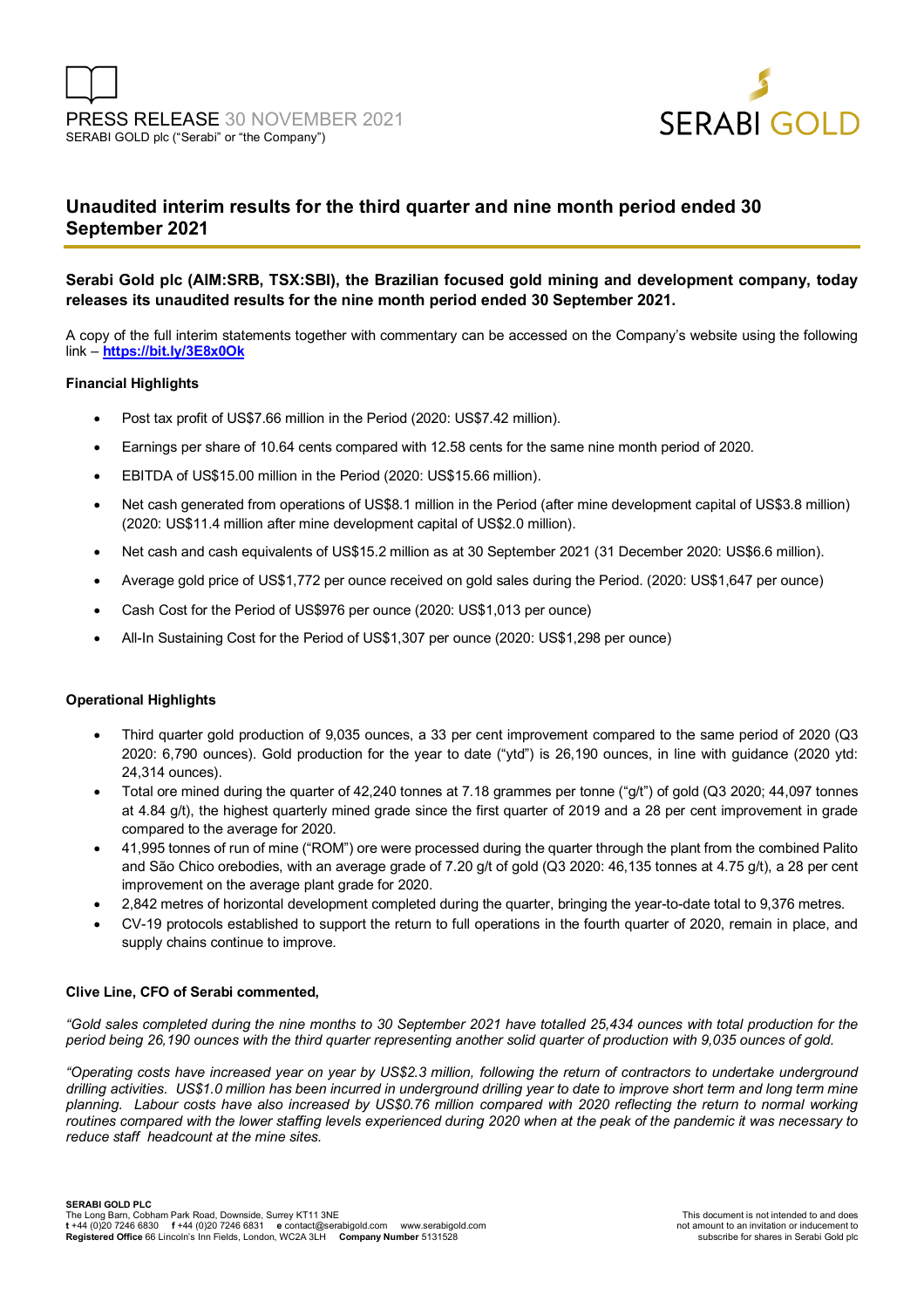PRESS RELEASE 30 NOVEMBER 2021
SERABI GOLD plc ("Serabi" or "the Company")

SERABI GOLD

# Unaudited interim results for the third quarter and nine month period ended 30 September 2021

**Serabi Gold plc (AIM:SRB, TSX:SBI), the Brazilian focused gold mining and development company, today releases its unaudited results for the nine month period ended 30 September 2021.**

A copy of the full interim statements together with commentary can be accessed on the Company's website using the following link – **https://bit.ly/3E8x0Ok**

### Financial Highlights

- Post tax profit of US$7.66 million in the Period (2020: US$7.42 million).
- Earnings per share of 10.64 cents compared with 12.58 cents for the same nine month period of 2020.
- EBITDA of US$15.00 million in the Period (2020: US$15.66 million).
- Net cash generated from operations of US$8.1 million in the Period (after mine development capital of US$3.8 million) (2020: US$11.4 million after mine development capital of US$2.0 million).
- Net cash and cash equivalents of US$15.2 million as at 30 September 2021 (31 December 2020: US$6.6 million).
- Average gold price of US$1,772 per ounce received on gold sales during the Period. (2020: US$1,647 per ounce)
- Cash Cost for the Period of US$976 per ounce (2020: US$1,013 per ounce)
- All-In Sustaining Cost for the Period of US$1,307 per ounce (2020: US$1,298 per ounce)

### Operational Highlights

- Third quarter gold production of 9,035 ounces, a 33 per cent improvement compared to the same period of 2020 (Q3 2020: 6,790 ounces). Gold production for the year to date ("ytd") is 26,190 ounces, in line with guidance (2020 ytd: 24,314 ounces).
- Total ore mined during the quarter of 42,240 tonnes at 7.18 grammes per tonne ("g/t") of gold (Q3 2020; 44,097 tonnes at 4.84 g/t), the highest quarterly mined grade since the first quarter of 2019 and a 28 per cent improvement in grade compared to the average for 2020.
- 41,995 tonnes of run of mine ("ROM") ore were processed during the quarter through the plant from the combined Palito and São Chico orebodies, with an average grade of 7.20 g/t of gold (Q3 2020: 46,135 tonnes at 4.75 g/t), a 28 per cent improvement on the average plant grade for 2020.
- 2,842 metres of horizontal development completed during the quarter, bringing the year-to-date total to 9,376 metres.
- CV-19 protocols established to support the return to full operations in the fourth quarter of 2020, remain in place, and supply chains continue to improve.

### Clive Line, CFO of Serabi commented,

*"Gold sales completed during the nine months to 30 September 2021 have totalled 25,434 ounces with total production for the period being 26,190 ounces with the third quarter representing another solid quarter of production with 9,035 ounces of gold.*

*"Operating costs have increased year on year by US$2.3 million, following the return of contractors to undertake underground drilling activities. US$1.0 million has been incurred in underground drilling year to date to improve short term and long term mine planning. Labour costs have also increased by US$0.76 million compared with 2020 reflecting the return to normal working routines compared with the lower staffing levels experienced during 2020 when at the peak of the pandemic it was necessary to reduce staff headcount at the mine sites.*

**SERABI GOLD PLC**
The Long Barn, Cobham Park Road, Downside, Surrey KT11 3NE
**t** +44 (0)20 7246 6830 **f** +44 (0)20 7246 6831 **e** contact@serabigold.com www.serabigold.com
**Registered Office** 66 Lincoln's Inn Fields, London, WC2A 3LH **Company Number** 5131528

This document is not intended to and does not amount to an invitation or inducement to subscribe for shares in Serabi Gold plc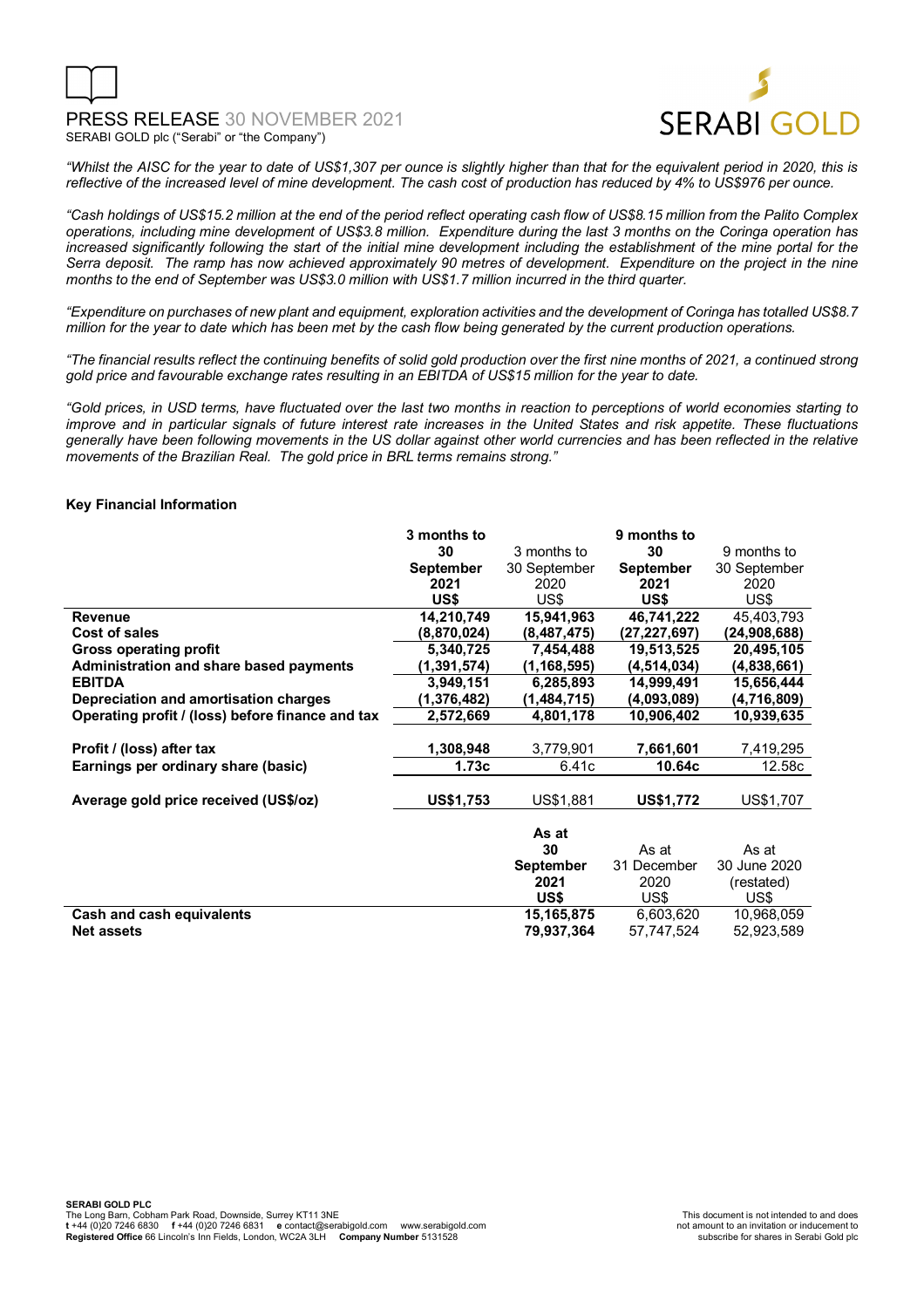*"Whilst the AISC for the year to date of US$1,307 per ounce is slightly higher than that for the equivalent period in 2020, this is reflective of the increased level of mine development. The cash cost of production has reduced by 4% to US$976 per ounce.*

*"Cash holdings of US$15.2 million at the end of the period reflect operating cash flow of US$8.15 million from the Palito Complex operations, including mine development of US$3.8 million. Expenditure during the last 3 months on the Coringa operation has increased significantly following the start of the initial mine development including the establishment of the mine portal for the Serra deposit. The ramp has now achieved approximately 90 metres of development. Expenditure on the project in the nine months to the end of September was US$3.0 million with US$1.7 million incurred in the third quarter.*

*"Expenditure on purchases of new plant and equipment, exploration activities and the development of Coringa has totalled US$8.7 million for the year to date which has been met by the cash flow being generated by the current production operations.*

*"The financial results reflect the continuing benefits of solid gold production over the first nine months of 2021, a continued strong gold price and favourable exchange rates resulting in an EBITDA of US$15 million for the year to date.*

*"Gold prices, in USD terms, have fluctuated over the last two months in reaction to perceptions of world economies starting to improve and in particular signals of future interest rate increases in the United States and risk appetite. These fluctuations generally have been following movements in the US dollar against other world currencies and has been reflected in the relative movements of the Brazilian Real. The gold price in BRL terms remains strong."*

**Key Financial Information**

| | **3 months to 30 September 2021 US$** | 3 months to 30 September 2020 US$ | **9 months to 30 September 2021 US$** | 9 months to 30 September 2020 US$ |
|---|---|---|---|---|
| **Revenue** | **14,210,749** | 15,941,963 | **46,741,222** | 45,403,793 |
| **Cost of sales** | **(8,870,024)** | (8,487,475) | **(27,227,697)** | (24,908,688) |
| **Gross operating profit** | **5,340,725** | 7,454,488 | **19,513,525** | 20,495,105 |
| **Administration and share based payments** | **(1,391,574)** | (1,168,595) | **(4,514,034)** | (4,838,661) |
| **EBITDA** | **3,949,151** | 6,285,893 | **14,999,491** | 15,656,444 |
| **Depreciation and amortisation charges** | **(1,376,482)** | (1,484,715) | **(4,093,089)** | (4,716,809) |
| **Operating profit / (loss) before finance and tax** | **2,572,669** | 4,801,178 | **10,906,402** | 10,939,635 |
| | | | | |
| **Profit / (loss) after tax** | **1,308,948** | 3,779,901 | **7,661,601** | 7,419,295 |
| **Earnings per ordinary share (basic)** | **1.73c** | 6.41c | **10.64c** | 12.58c |
| | | | | |
| **Average gold price received (US$/oz)** | **US$1,753** | US$1,881 | **US$1,772** | US$1,707 |

| | **As at 30 September 2021 US$** | As at 31 December 2020 US$ | As at 30 June 2020 (restated) US$ |
|---|---|---|---|
| **Cash and cash equivalents** | **15,165,875** | 6,603,620 | 10,968,059 |
| **Net assets** | **79,937,364** | 57,747,524 | 52,923,589 |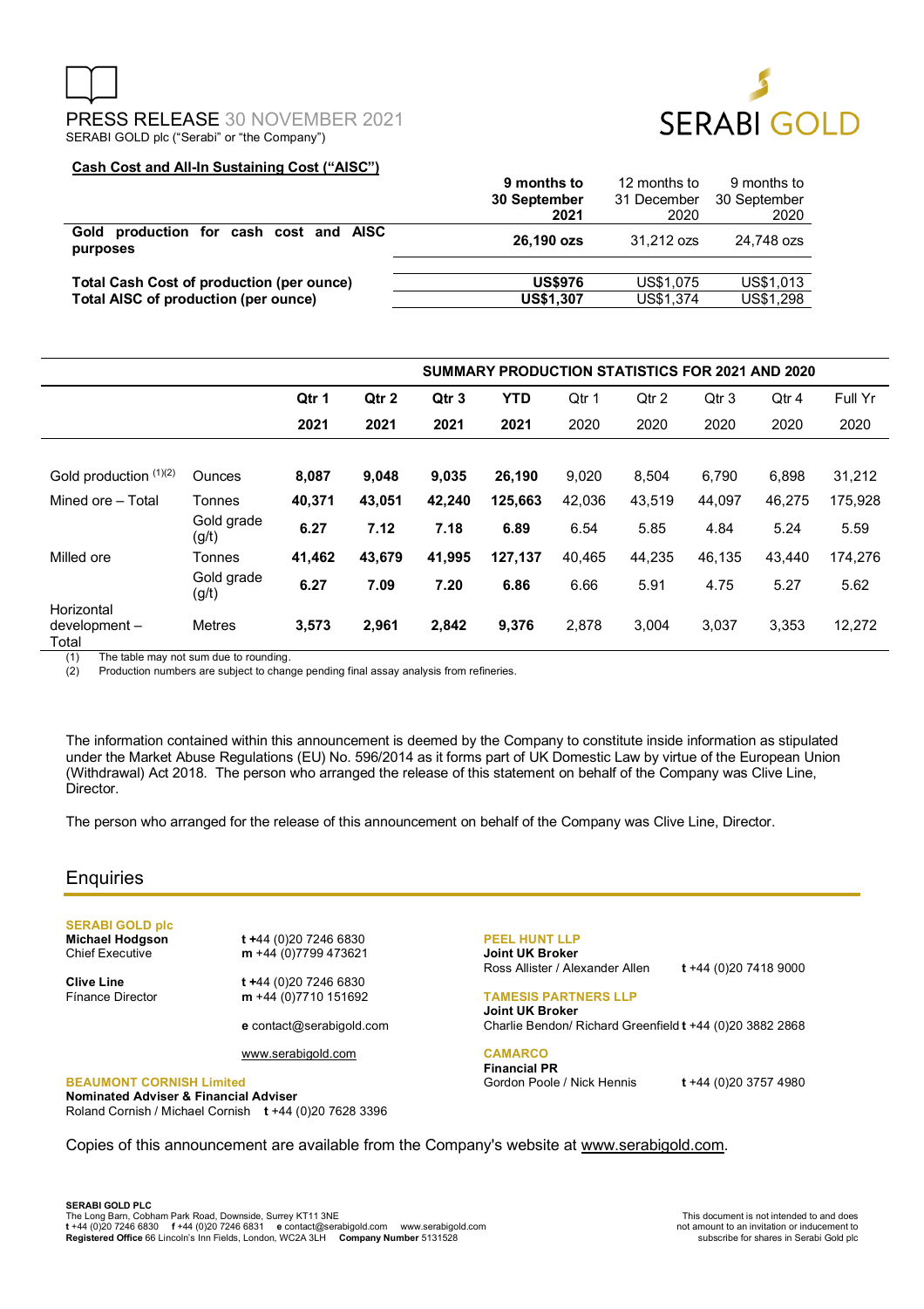PRESS RELEASE 30 NOVEMBER 2021

SERABI GOLD plc ("Serabi" or "the Company")

**Cash Cost and All-In Sustaining Cost ("AISC")**

| | **9 months to 30 September 2021** | 12 months to 31 December 2020 | 9 months to 30 September 2020 |
|---|---|---|---|
| **Gold production for cash cost and AISC purposes** | **26,190 ozs** | 31,212 ozs | 24,748 ozs |
| **Total Cash Cost of production (per ounce)** | **US$976** | US$1,075 | US$1,013 |
| **Total AISC of production (per ounce)** | **US$1,307** | US$1,374 | US$1,298 |

**SUMMARY PRODUCTION STATISTICS FOR 2021 AND 2020**

| | | **Qtr 1 2021** | **Qtr 2 2021** | **Qtr 3 2021** | **YTD 2021** | Qtr 1 2020 | Qtr 2 2020 | Qtr 3 2020 | Qtr 4 2020 | Full Yr 2020 |
|---|---|---|---|---|---|---|---|---|---|---|
| Gold production [(1)(2)] | Ounces | **8,087** | **9,048** | **9,035** | **26,190** | 9,020 | 8,504 | 6,790 | 6,898 | 31,212 |
| Mined ore – Total | Tonnes | **40,371** | **43,051** | **42,240** | **125,663** | 42,036 | 43,519 | 44,097 | 46,275 | 175,928 |
| | Gold grade (g/t) | **6.27** | **7.12** | **7.18** | **6.89** | 6.54 | 5.85 | 4.84 | 5.24 | 5.59 |
| Milled ore | Tonnes | **41,462** | **43,679** | **41,995** | **127,137** | 40,465 | 44,235 | 46,135 | 43,440 | 174,276 |
| | Gold grade (g/t) | **6.27** | **7.09** | **7.20** | **6.86** | 6.66 | 5.91 | 4.75 | 5.27 | 5.62 |
| Horizontal development – Total | Metres | **3,573** | **2,961** | **2,842** | **9,376** | 2,878 | 3,004 | 3,037 | 3,353 | 12,272 |

(1) The table may not sum due to rounding.
(2) Production numbers are subject to change pending final assay analysis from refineries.

The information contained within this announcement is deemed by the Company to constitute inside information as stipulated under the Market Abuse Regulations (EU) No. 596/2014 as it forms part of UK Domestic Law by virtue of the European Union (Withdrawal) Act 2018. The person who arranged the release of this statement on behalf of the Company was Clive Line, Director.

The person who arranged for the release of this announcement on behalf of the Company was Clive Line, Director.

## Enquiries

**SERABI GOLD plc**

**Michael Hodgson** — Chief Executive
**t** +44 (0)20 7246 6830
**m** +44 (0)7799 473621

**Clive Line** — Finance Director
**t** +44 (0)20 7246 6830
**m** +44 (0)7710 151692

**e** contact@serabigold.com

www.serabigold.com

**BEAUMONT CORNISH Limited**
**Nominated Adviser & Financial Adviser**
Roland Cornish / Michael Cornish **t** +44 (0)20 7628 3396

**PEEL HUNT LLP**
**Joint UK Broker**
Ross Allister / Alexander Allen **t** +44 (0)20 7418 9000

**TAMESIS PARTNERS LLP**
**Joint UK Broker**
Charlie Bendon/ Richard Greenfield **t** +44 (0)20 3882 2868

**CAMARCO**
**Financial PR**
Gordon Poole / Nick Hennis **t** +44 (0)20 3757 4980

Copies of this announcement are available from the Company's website at www.serabigold.com.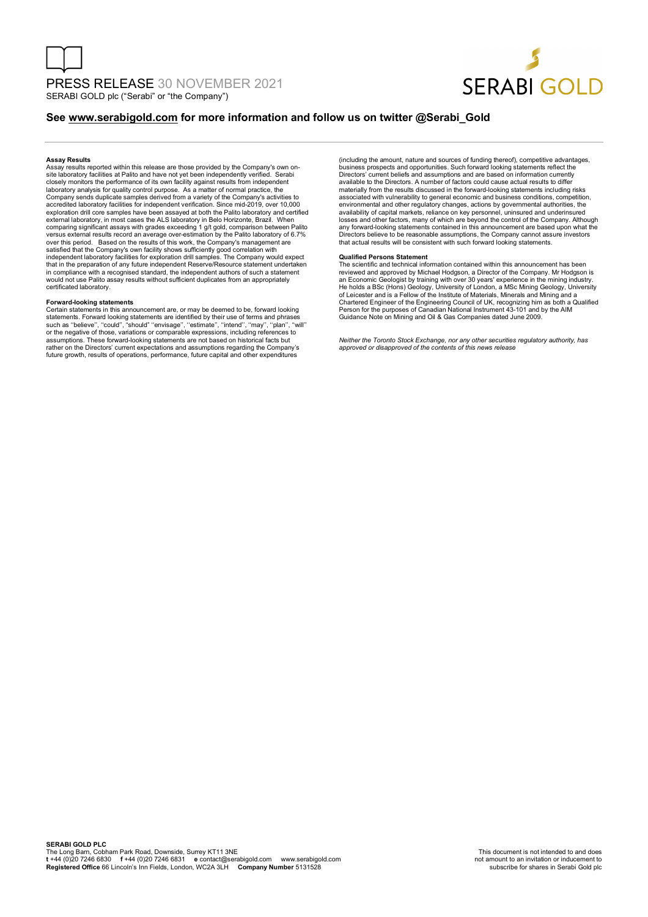### Assay Results

Assay results reported within this release are those provided by the Company's own on-site laboratory facilities at Palito and have not yet been independently verified. Serabi closely monitors the performance of its own facility against results from independent laboratory analysis for quality control purpose. As a matter of normal practice, the Company sends duplicate samples derived from a variety of the Company's activities to accredited laboratory facilities for independent verification. Since mid-2019, over 10,000 exploration drill core samples have been assayed at both the Palito laboratory and certified external laboratory, in most cases the ALS laboratory in Belo Horizonte, Brazil. When comparing significant assays with grades exceeding 1 g/t gold, comparison between Palito versus external results record an average over-estimation by the Palito laboratory of 6.7% over this period. Based on the results of this work, the Company's management are satisfied that the Company's own facility shows sufficiently good correlation with independent laboratory facilities for exploration drill samples. The Company would expect that in the preparation of any future independent Reserve/Resource statement undertaken in compliance with a recognised standard, the independent authors of such a statement would not use Palito assay results without sufficient duplicates from an appropriately certificated laboratory.

### Forward-looking statements

Certain statements in this announcement are, or may be deemed to be, forward looking statements. Forward looking statements are identified by their use of terms and phrases such as ''believe'', ''could'', "should" ''envisage'', ''estimate'', ''intend'', ''may'', ''plan'', ''will'' or the negative of those, variations or comparable expressions, including references to assumptions. These forward-looking statements are not based on historical facts but rather on the Directors' current expectations and assumptions regarding the Company's future growth, results of operations, performance, future capital and other expenditures (including the amount, nature and sources of funding thereof), competitive advantages, business prospects and opportunities. Such forward looking statements reflect the Directors' current beliefs and assumptions and are based on information currently available to the Directors. A number of factors could cause actual results to differ materially from the results discussed in the forward-looking statements including risks associated with vulnerability to general economic and business conditions, competition, environmental and other regulatory changes, actions by governmental authorities, the availability of capital markets, reliance on key personnel, uninsured and underinsured losses and other factors, many of which are beyond the control of the Company. Although any forward-looking statements contained in this announcement are based upon what the Directors believe to be reasonable assumptions, the Company cannot assure investors that actual results will be consistent with such forward looking statements.

### Qualified Persons Statement

The scientific and technical information contained within this announcement has been reviewed and approved by Michael Hodgson, a Director of the Company. Mr Hodgson is an Economic Geologist by training with over 30 years' experience in the mining industry. He holds a BSc (Hons) Geology, University of London, a MSc Mining Geology, University of Leicester and is a Fellow of the Institute of Materials, Minerals and Mining and a Chartered Engineer of the Engineering Council of UK, recognizing him as both a Qualified Person for the purposes of Canadian National Instrument 43-101 and by the AIM Guidance Note on Mining and Oil & Gas Companies dated June 2009.

*Neither the Toronto Stock Exchange, nor any other securities regulatory authority, has approved or disapproved of the contents of this news release*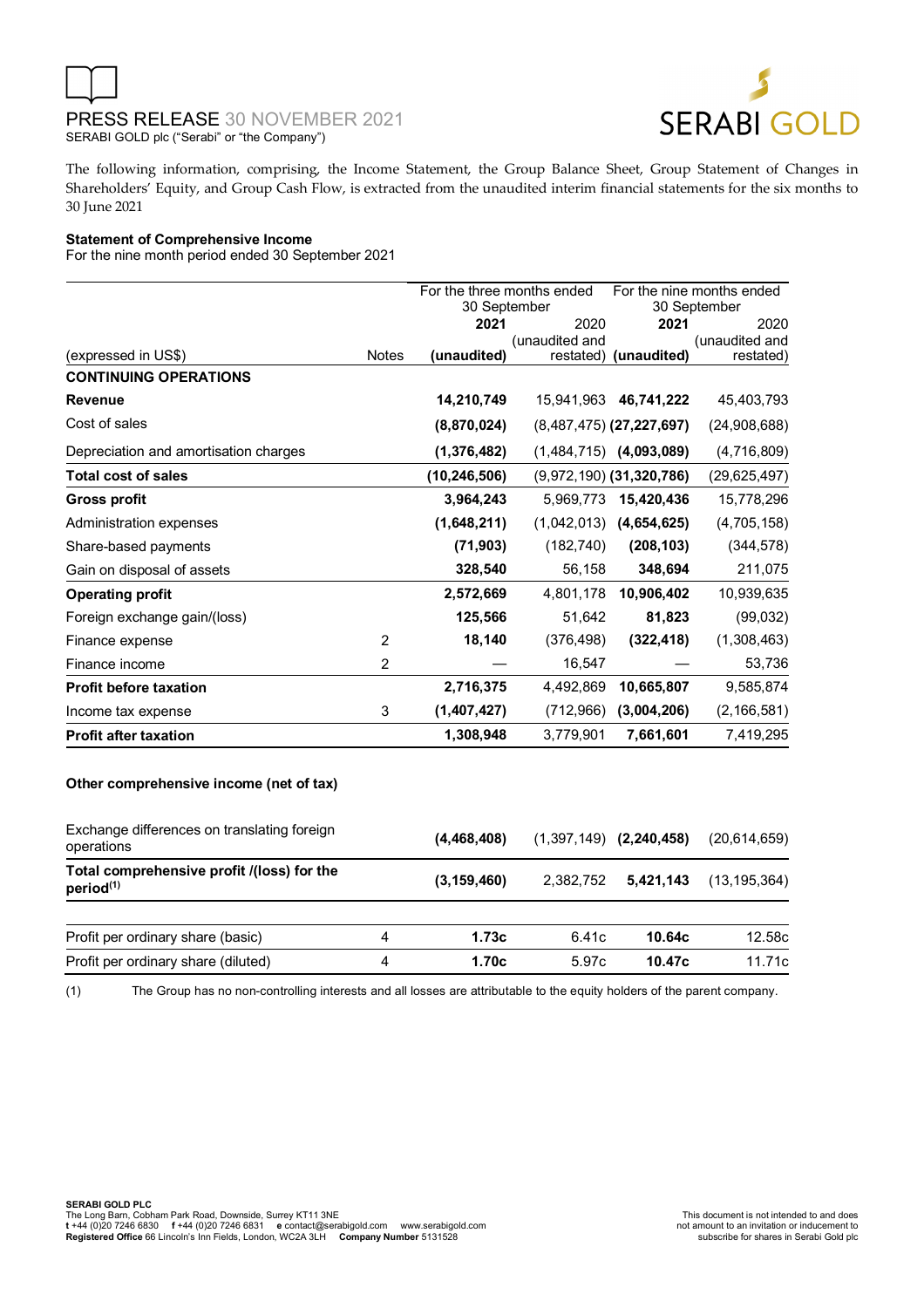PRESS RELEASE 30 NOVEMBER 2021
SERABI GOLD plc ("Serabi" or "the Company")

The following information, comprising, the Income Statement, the Group Balance Sheet, Group Statement of Changes in Shareholders' Equity, and Group Cash Flow, is extracted from the unaudited interim financial statements for the six months to 30 June 2021

**Statement of Comprehensive Income**
For the nine month period ended 30 September 2021

| | | For the three months ended 30 September | | For the nine months ended 30 September | |
|---|---|---|---|---|---|
| (expressed in US$) | Notes | **2021 (unaudited)** | 2020 (unaudited and restated) | **2021 (unaudited)** | 2020 (unaudited and restated) |
| **CONTINUING OPERATIONS** | | | | | |
| **Revenue** | | **14,210,749** | 15,941,963 | **46,741,222** | 45,403,793 |
| Cost of sales | | **(8,870,024)** | (8,487,475) | **(27,227,697)** | (24,908,688) |
| Depreciation and amortisation charges | | **(1,376,482)** | (1,484,715) | **(4,093,089)** | (4,716,809) |
| **Total cost of sales** | | **(10,246,506)** | (9,972,190) | **(31,320,786)** | (29,625,497) |
| **Gross profit** | | **3,964,243** | 5,969,773 | **15,420,436** | 15,778,296 |
| Administration expenses | | **(1,648,211)** | (1,042,013) | **(4,654,625)** | (4,705,158) |
| Share-based payments | | **(71,903)** | (182,740) | **(208,103)** | (344,578) |
| Gain on disposal of assets | | **328,540** | 56,158 | **348,694** | 211,075 |
| **Operating profit** | | **2,572,669** | 4,801,178 | **10,906,402** | 10,939,635 |
| Foreign exchange gain/(loss) | | **125,566** | 51,642 | **81,823** | (99,032) |
| Finance expense | 2 | **18,140** | (376,498) | **(322,418)** | (1,308,463) |
| Finance income | 2 | — | 16,547 | — | 53,736 |
| **Profit before taxation** | | **2,716,375** | 4,492,869 | **10,665,807** | 9,585,874 |
| Income tax expense | 3 | **(1,407,427)** | (712,966) | **(3,004,206)** | (2,166,581) |
| **Profit after taxation** | | **1,308,948** | 3,779,901 | **7,661,601** | 7,419,295 |
| | | | | | |
| **Other comprehensive income (net of tax)** | | | | | |
| Exchange differences on translating foreign operations | | **(4,468,408)** | (1,397,149) | **(2,240,458)** | (20,614,659) |
| **Total comprehensive profit /(loss) for the period[(1)]** | | **(3,159,460)** | 2,382,752 | **5,421,143** | (13,195,364) |
| | | | | | |
| Profit per ordinary share (basic) | 4 | **1.73c** | 6.41c | **10.64c** | 12.58c |
| Profit per ordinary share (diluted) | 4 | **1.70c** | 5.97c | **10.47c** | 11.71c |

(1) The Group has no non-controlling interests and all losses are attributable to the equity holders of the parent company.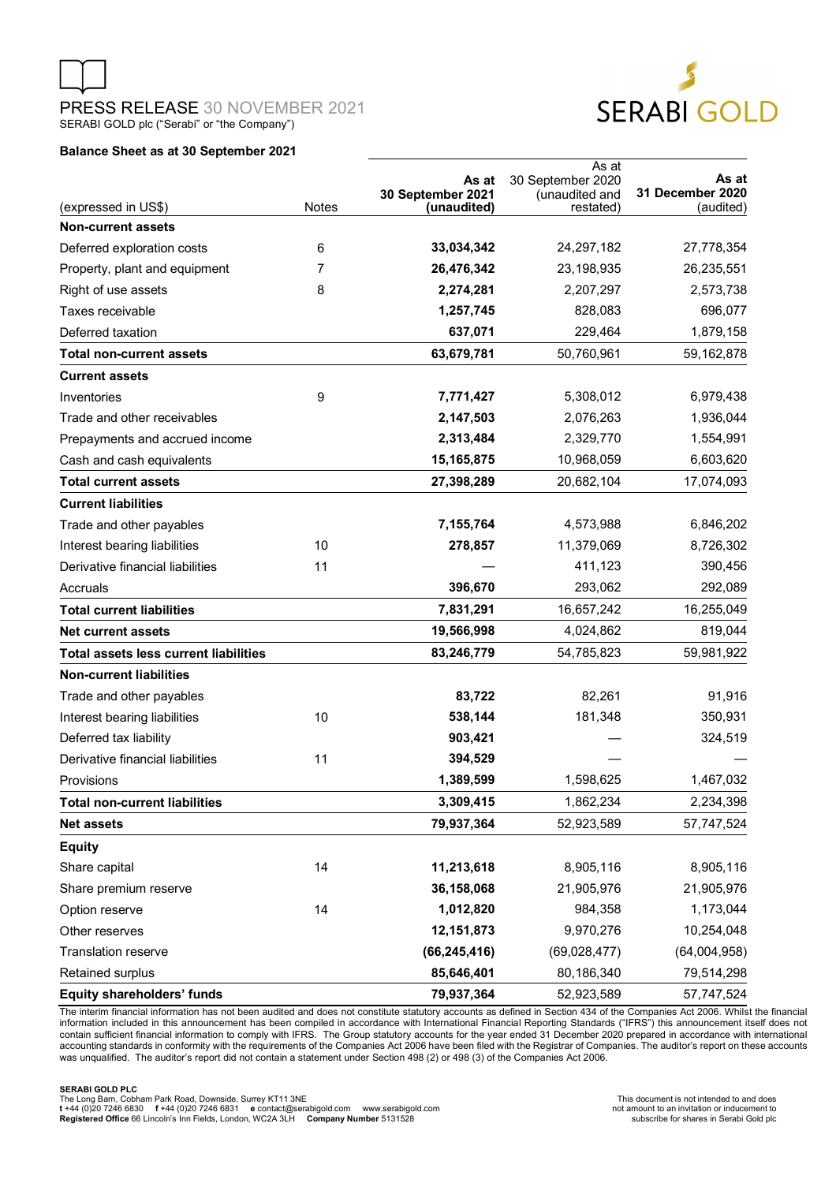PRESS RELEASE 30 NOVEMBER 2021

SERABI GOLD plc ("Serabi" or "the Company")

**Balance Sheet as at 30 September 2021**

| (expressed in US$) | Notes | As at 30 September 2021 (unaudited) | As at 30 September 2020 (unaudited and restated) | As at 31 December 2020 (audited) |
|---|---|---|---|---|
| **Non-current assets** | | | | |
| Deferred exploration costs | 6 | **33,034,342** | 24,297,182 | 27,778,354 |
| Property, plant and equipment | 7 | **26,476,342** | 23,198,935 | 26,235,551 |
| Right of use assets | 8 | **2,274,281** | 2,207,297 | 2,573,738 |
| Taxes receivable | | **1,257,745** | 828,083 | 696,077 |
| Deferred taxation | | **637,071** | 229,464 | 1,879,158 |
| **Total non-current assets** | | **63,679,781** | 50,760,961 | 59,162,878 |
| **Current assets** | | | | |
| Inventories | 9 | **7,771,427** | 5,308,012 | 6,979,438 |
| Trade and other receivables | | **2,147,503** | 2,076,263 | 1,936,044 |
| Prepayments and accrued income | | **2,313,484** | 2,329,770 | 1,554,991 |
| Cash and cash equivalents | | **15,165,875** | 10,968,059 | 6,603,620 |
| **Total current assets** | | **27,398,289** | 20,682,104 | 17,074,093 |
| **Current liabilities** | | | | |
| Trade and other payables | | **7,155,764** | 4,573,988 | 6,846,202 |
| Interest bearing liabilities | 10 | **278,857** | 11,379,069 | 8,726,302 |
| Derivative financial liabilities | 11 | **—** | 411,123 | 390,456 |
| Accruals | | **396,670** | 293,062 | 292,089 |
| **Total current liabilities** | | **7,831,291** | 16,657,242 | 16,255,049 |
| **Net current assets** | | **19,566,998** | 4,024,862 | 819,044 |
| **Total assets less current liabilities** | | **83,246,779** | 54,785,823 | 59,981,922 |
| **Non-current liabilities** | | | | |
| Trade and other payables | | **83,722** | 82,261 | 91,916 |
| Interest bearing liabilities | 10 | **538,144** | 181,348 | 350,931 |
| Deferred tax liability | | **903,421** | — | 324,519 |
| Derivative financial liabilities | 11 | **394,529** | — | — |
| Provisions | | **1,389,599** | 1,598,625 | 1,467,032 |
| **Total non-current liabilities** | | **3,309,415** | 1,862,234 | 2,234,398 |
| **Net assets** | | **79,937,364** | 52,923,589 | 57,747,524 |
| **Equity** | | | | |
| Share capital | 14 | **11,213,618** | 8,905,116 | 8,905,116 |
| Share premium reserve | | **36,158,068** | 21,905,976 | 21,905,976 |
| Option reserve | 14 | **1,012,820** | 984,358 | 1,173,044 |
| Other reserves | | **12,151,873** | 9,970,276 | 10,254,048 |
| Translation reserve | | **(66,245,416)** | (69,028,477) | (64,004,958) |
| Retained surplus | | **85,646,401** | 80,186,340 | 79,514,298 |
| **Equity shareholders' funds** | | **79,937,364** | 52,923,589 | 57,747,524 |

The interim financial information has not been audited and does not constitute statutory accounts as defined in Section 434 of the Companies Act 2006. Whilst the financial information included in this announcement has been compiled in accordance with International Financial Reporting Standards ("IFRS") this announcement itself does not contain sufficient financial information to comply with IFRS. The Group statutory accounts for the year ended 31 December 2020 prepared in accordance with international accounting standards in conformity with the requirements of the Companies Act 2006 have been filed with the Registrar of Companies. The auditor's report on these accounts was unqualified. The auditor's report did not contain a statement under Section 498 (2) or 498 (3) of the Companies Act 2006.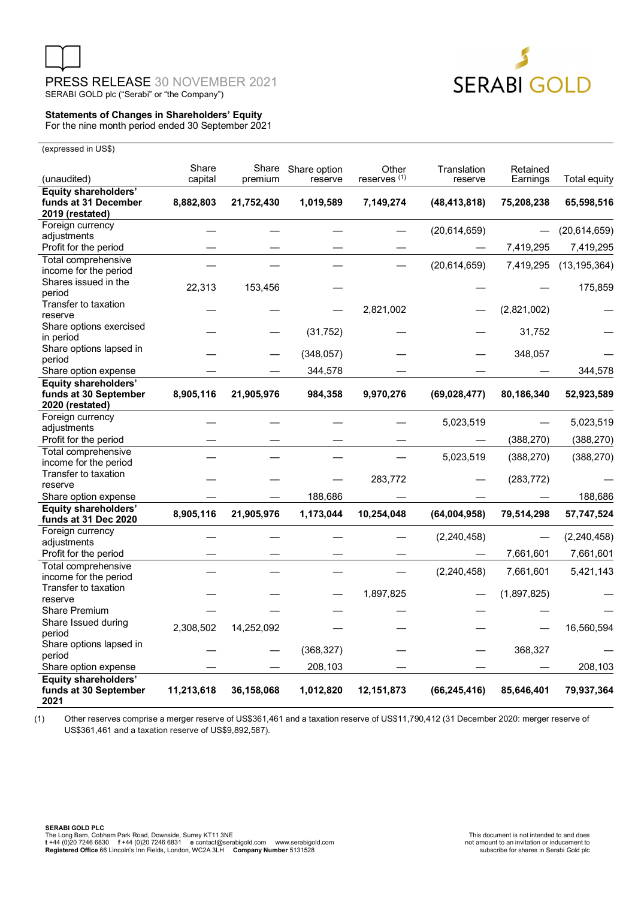PRESS RELEASE 30 NOVEMBER 2021
SERABI GOLD plc ("Serabi" or "the Company")

**Statements of Changes in Shareholders' Equity**
For the nine month period ended 30 September 2021

(expressed in US$)

| (unaudited) | Share capital | Share premium | Share option reserve | Other reserves (1) | Translation reserve | Retained Earnings | Total equity |
|---|---|---|---|---|---|---|---|
| **Equity shareholders' funds at 31 December 2019 (restated)** | **8,882,803** | **21,752,430** | **1,019,589** | **7,149,274** | **(48,413,818)** | **75,208,238** | **65,598,516** |
| Foreign currency adjustments | — | — | — | — | (20,614,659) | — | (20,614,659) |
| Profit for the period | — | — | — | — | — | 7,419,295 | 7,419,295 |
| Total comprehensive income for the period | — | — | — | — | (20,614,659) | 7,419,295 | (13,195,364) |
| Shares issued in the period | 22,313 | 153,456 | — | | — | — | 175,859 |
| Transfer to taxation reserve | — | — | — | 2,821,002 | — | (2,821,002) | — |
| Share options exercised in period | — | — | (31,752) | — | — | 31,752 | — |
| Share options lapsed in period | — | — | (348,057) | — | — | 348,057 | — |
| Share option expense | — | — | 344,578 | — | — | — | 344,578 |
| **Equity shareholders' funds at 30 September 2020 (restated)** | **8,905,116** | **21,905,976** | **984,358** | **9,970,276** | **(69,028,477)** | **80,186,340** | **52,923,589** |
| Foreign currency adjustments | — | — | — | — | 5,023,519 | — | 5,023,519 |
| Profit for the period | — | — | — | — | — | (388,270) | (388,270) |
| Total comprehensive income for the period | — | — | — | — | 5,023,519 | (388,270) | (388,270) |
| Transfer to taxation reserve | — | — | — | 283,772 | — | (283,772) | — |
| Share option expense | — | — | 188,686 | — | — | — | 188,686 |
| **Equity shareholders' funds at 31 Dec 2020** | **8,905,116** | **21,905,976** | **1,173,044** | **10,254,048** | **(64,004,958)** | **79,514,298** | **57,747,524** |
| Foreign currency adjustments | — | — | — | — | (2,240,458) | — | (2,240,458) |
| Profit for the period | — | — | — | — | — | 7,661,601 | 7,661,601 |
| Total comprehensive income for the period | — | — | — | — | (2,240,458) | 7,661,601 | 5,421,143 |
| Transfer to taxation reserve | — | — | — | 1,897,825 | — | (1,897,825) | — |
| Share Premium | — | — | — | — | — | — | — |
| Share Issued during period | 2,308,502 | 14,252,092 | — | — | — | — | 16,560,594 |
| Share options lapsed in period | — | — | (368,327) | — | — | 368,327 | — |
| Share option expense | — | — | 208,103 | — | — | — | 208,103 |
| **Equity shareholders' funds at 30 September 2021** | **11,213,618** | **36,158,068** | **1,012,820** | **12,151,873** | **(66,245,416)** | **85,646,401** | **79,937,364** |

(1) Other reserves comprise a merger reserve of US$361,461 and a taxation reserve of US$11,790,412 (31 December 2020: merger reserve of US$361,461 and a taxation reserve of US$9,892,587).

**SERABI GOLD PLC**
The Long Barn, Cobham Park Road, Downside, Surrey KT11 3NE
**t** +44 (0)20 7246 6830 **f** +44 (0)20 7246 6831 **e** contact@serabigold.com www.serabigold.com
**Registered Office** 66 Lincoln's Inn Fields, London, WC2A 3LH **Company Number** 5131528

This document is not intended to and does not amount to an invitation or inducement to subscribe for shares in Serabi Gold plc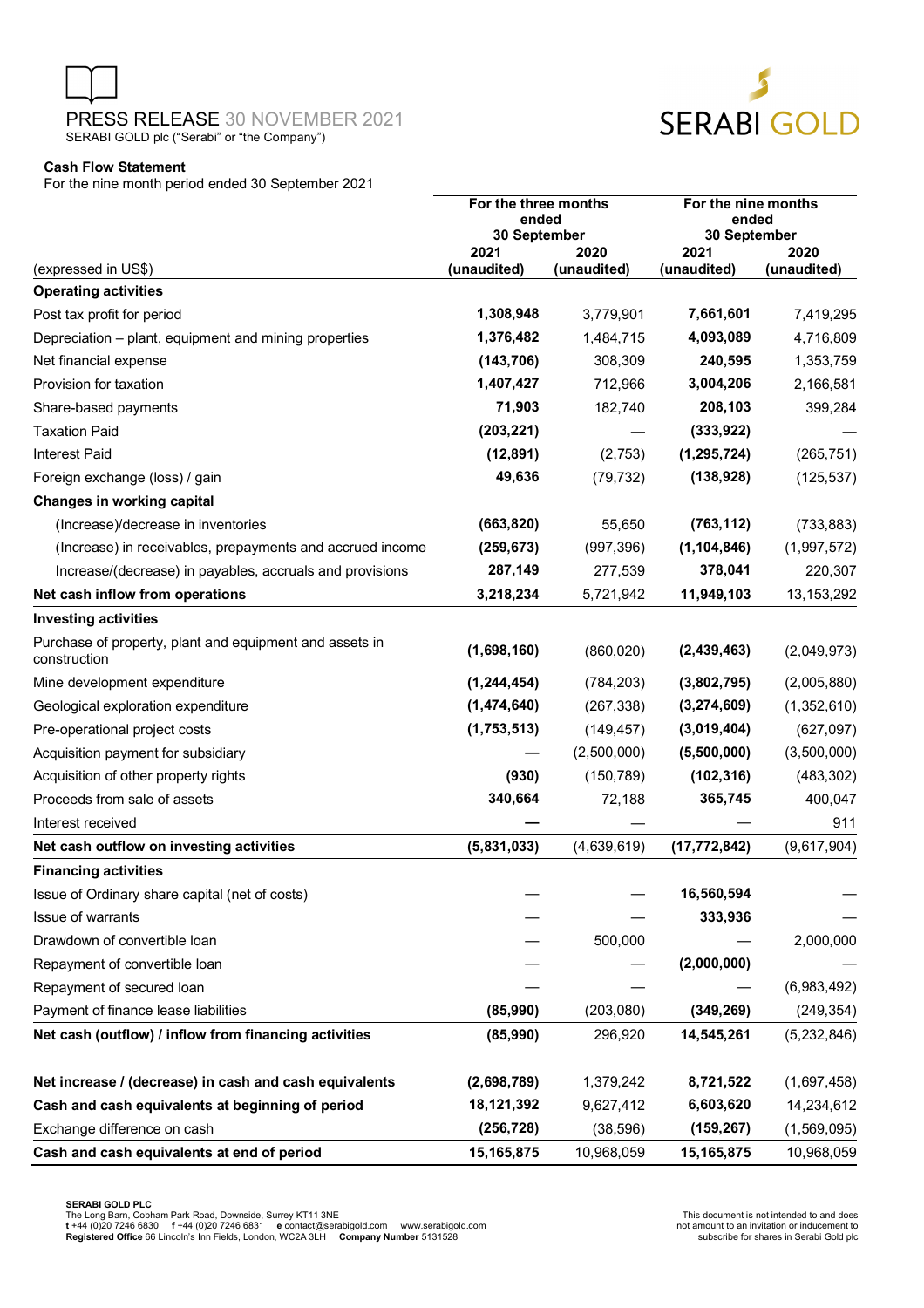**Cash Flow Statement**

For the nine month period ended 30 September 2021

| (expressed in US$) | For the three months ended 30 September 2021 (unaudited) | For the three months ended 30 September 2020 (unaudited) | For the nine months ended 30 September 2021 (unaudited) | For the nine months ended 30 September 2020 (unaudited) |
|---|---|---|---|---|
| **Operating activities** | | | | |
| Post tax profit for period | **1,308,948** | 3,779,901 | **7,661,601** | 7,419,295 |
| Depreciation – plant, equipment and mining properties | **1,376,482** | 1,484,715 | **4,093,089** | 4,716,809 |
| Net financial expense | **(143,706)** | 308,309 | **240,595** | 1,353,759 |
| Provision for taxation | **1,407,427** | 712,966 | **3,004,206** | 2,166,581 |
| Share-based payments | **71,903** | 182,740 | **208,103** | 399,284 |
| Taxation Paid | **(203,221)** | — | **(333,922)** | — |
| Interest Paid | **(12,891)** | (2,753) | **(1,295,724)** | (265,751) |
| Foreign exchange (loss) / gain | **49,636** | (79,732) | **(138,928)** | (125,537) |
| **Changes in working capital** | | | | |
| (Increase)/decrease in inventories | **(663,820)** | 55,650 | **(763,112)** | (733,883) |
| (Increase) in receivables, prepayments and accrued income | **(259,673)** | (997,396) | **(1,104,846)** | (1,997,572) |
| Increase/(decrease) in payables, accruals and provisions | **287,149** | 277,539 | **378,041** | 220,307 |
| **Net cash inflow from operations** | **3,218,234** | 5,721,942 | **11,949,103** | 13,153,292 |
| **Investing activities** | | | | |
| Purchase of property, plant and equipment and assets in construction | **(1,698,160)** | (860,020) | **(2,439,463)** | (2,049,973) |
| Mine development expenditure | **(1,244,454)** | (784,203) | **(3,802,795)** | (2,005,880) |
| Geological exploration expenditure | **(1,474,640)** | (267,338) | **(3,274,609)** | (1,352,610) |
| Pre-operational project costs | **(1,753,513)** | (149,457) | **(3,019,404)** | (627,097) |
| Acquisition payment for subsidiary | **—** | (2,500,000) | **(5,500,000)** | (3,500,000) |
| Acquisition of other property rights | **(930)** | (150,789) | **(102,316)** | (483,302) |
| Proceeds from sale of assets | **340,664** | 72,188 | **365,745** | 400,047 |
| Interest received | **—** | — | — | 911 |
| **Net cash outflow on investing activities** | **(5,831,033)** | (4,639,619) | **(17,772,842)** | (9,617,904) |
| **Financing activities** | | | | |
| Issue of Ordinary share capital (net of costs) | — | — | **16,560,594** | — |
| Issue of warrants | — | — | **333,936** | — |
| Drawdown of convertible loan | — | 500,000 | — | 2,000,000 |
| Repayment of convertible loan | — | — | **(2,000,000)** | — |
| Repayment of secured loan | — | — | — | (6,983,492) |
| Payment of finance lease liabilities | **(85,990)** | (203,080) | **(349,269)** | (249,354) |
| **Net cash (outflow) / inflow from financing activities** | **(85,990)** | 296,920 | **14,545,261** | (5,232,846) |
| | | | | |
| **Net increase / (decrease) in cash and cash equivalents** | **(2,698,789)** | 1,379,242 | **8,721,522** | (1,697,458) |
| **Cash and cash equivalents at beginning of period** | **18,121,392** | 9,627,412 | **6,603,620** | 14,234,612 |
| Exchange difference on cash | **(256,728)** | (38,596) | **(159,267)** | (1,569,095) |
| **Cash and cash equivalents at end of period** | **15,165,875** | 10,968,059 | **15,165,875** | 10,968,059 |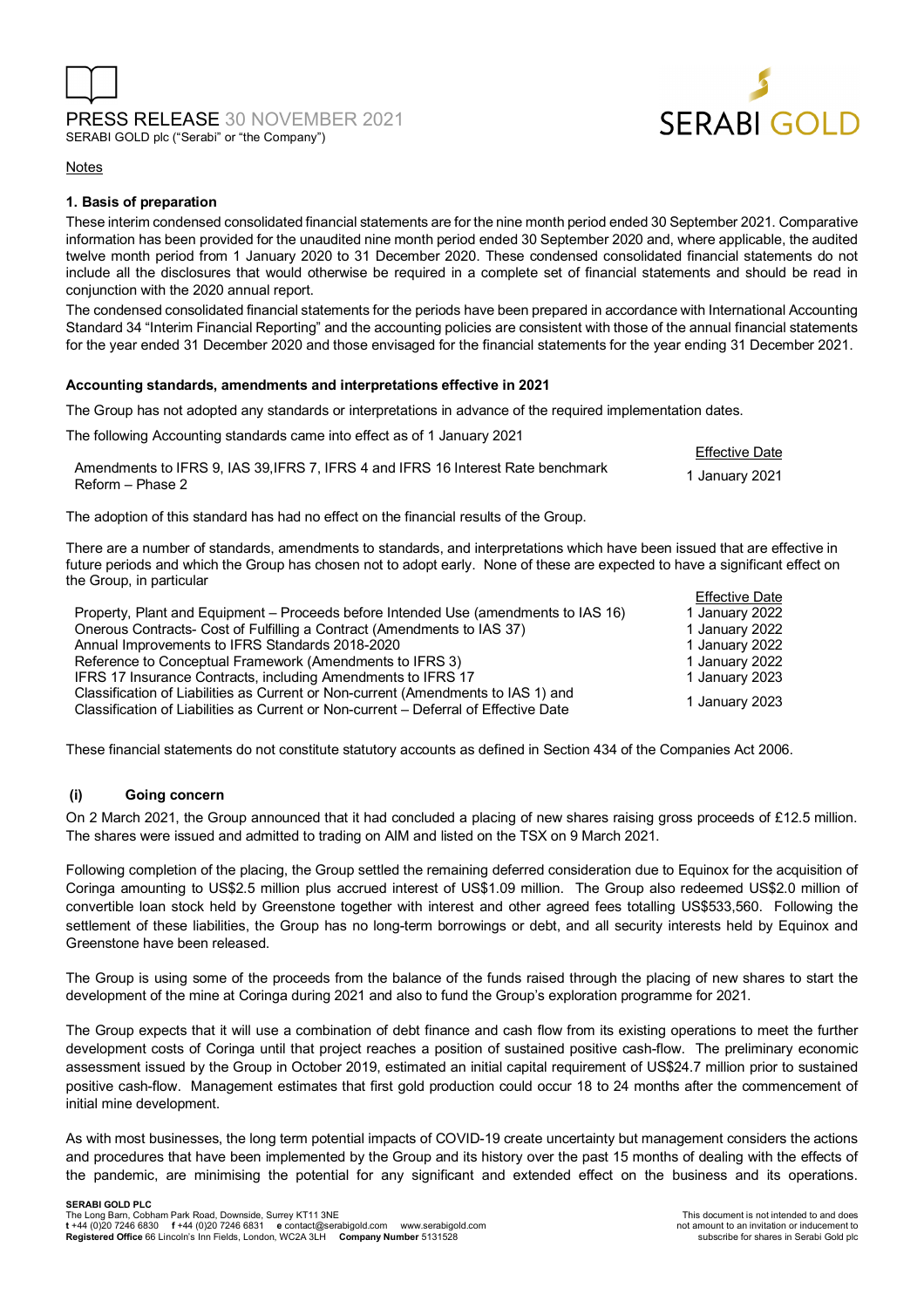## Notes

### 1. Basis of preparation

These interim condensed consolidated financial statements are for the nine month period ended 30 September 2021. Comparative information has been provided for the unaudited nine month period ended 30 September 2020 and, where applicable, the audited twelve month period from 1 January 2020 to 31 December 2020. These condensed consolidated financial statements do not include all the disclosures that would otherwise be required in a complete set of financial statements and should be read in conjunction with the 2020 annual report.

The condensed consolidated financial statements for the periods have been prepared in accordance with International Accounting Standard 34 "Interim Financial Reporting" and the accounting policies are consistent with those of the annual financial statements for the year ended 31 December 2020 and those envisaged for the financial statements for the year ending 31 December 2021.

**Accounting standards, amendments and interpretations effective in 2021**

The Group has not adopted any standards or interpretations in advance of the required implementation dates.

The following Accounting standards came into effect as of 1 January 2021

| | Effective Date |
|---|---|
| Amendments to IFRS 9, IAS 39,IFRS 7, IFRS 4 and IFRS 16 Interest Rate benchmark Reform – Phase 2 | 1 January 2021 |

The adoption of this standard has had no effect on the financial results of the Group.

There are a number of standards, amendments to standards, and interpretations which have been issued that are effective in future periods and which the Group has chosen not to adopt early. None of these are expected to have a significant effect on the Group, in particular

| | Effective Date |
|---|---|
| Property, Plant and Equipment – Proceeds before Intended Use (amendments to IAS 16) | 1 January 2022 |
| Onerous Contracts- Cost of Fulfilling a Contract (Amendments to IAS 37) | 1 January 2022 |
| Annual Improvements to IFRS Standards 2018-2020 | 1 January 2022 |
| Reference to Conceptual Framework (Amendments to IFRS 3) | 1 January 2022 |
| IFRS 17 Insurance Contracts, including Amendments to IFRS 17 | 1 January 2023 |
| Classification of Liabilities as Current or Non-current (Amendments to IAS 1) and Classification of Liabilities as Current or Non-current – Deferral of Effective Date | 1 January 2023 |

These financial statements do not constitute statutory accounts as defined in Section 434 of the Companies Act 2006.

**(i) Going concern**

On 2 March 2021, the Group announced that it had concluded a placing of new shares raising gross proceeds of £12.5 million. The shares were issued and admitted to trading on AIM and listed on the TSX on 9 March 2021.

Following completion of the placing, the Group settled the remaining deferred consideration due to Equinox for the acquisition of Coringa amounting to US$2.5 million plus accrued interest of US$1.09 million. The Group also redeemed US$2.0 million of convertible loan stock held by Greenstone together with interest and other agreed fees totalling US$533,560. Following the settlement of these liabilities, the Group has no long-term borrowings or debt, and all security interests held by Equinox and Greenstone have been released.

The Group is using some of the proceeds from the balance of the funds raised through the placing of new shares to start the development of the mine at Coringa during 2021 and also to fund the Group's exploration programme for 2021.

The Group expects that it will use a combination of debt finance and cash flow from its existing operations to meet the further development costs of Coringa until that project reaches a position of sustained positive cash-flow. The preliminary economic assessment issued by the Group in October 2019, estimated an initial capital requirement of US$24.7 million prior to sustained positive cash-flow. Management estimates that first gold production could occur 18 to 24 months after the commencement of initial mine development.

As with most businesses, the long term potential impacts of COVID-19 create uncertainty but management considers the actions and procedures that have been implemented by the Group and its history over the past 15 months of dealing with the effects of the pandemic, are minimising the potential for any significant and extended effect on the business and its operations.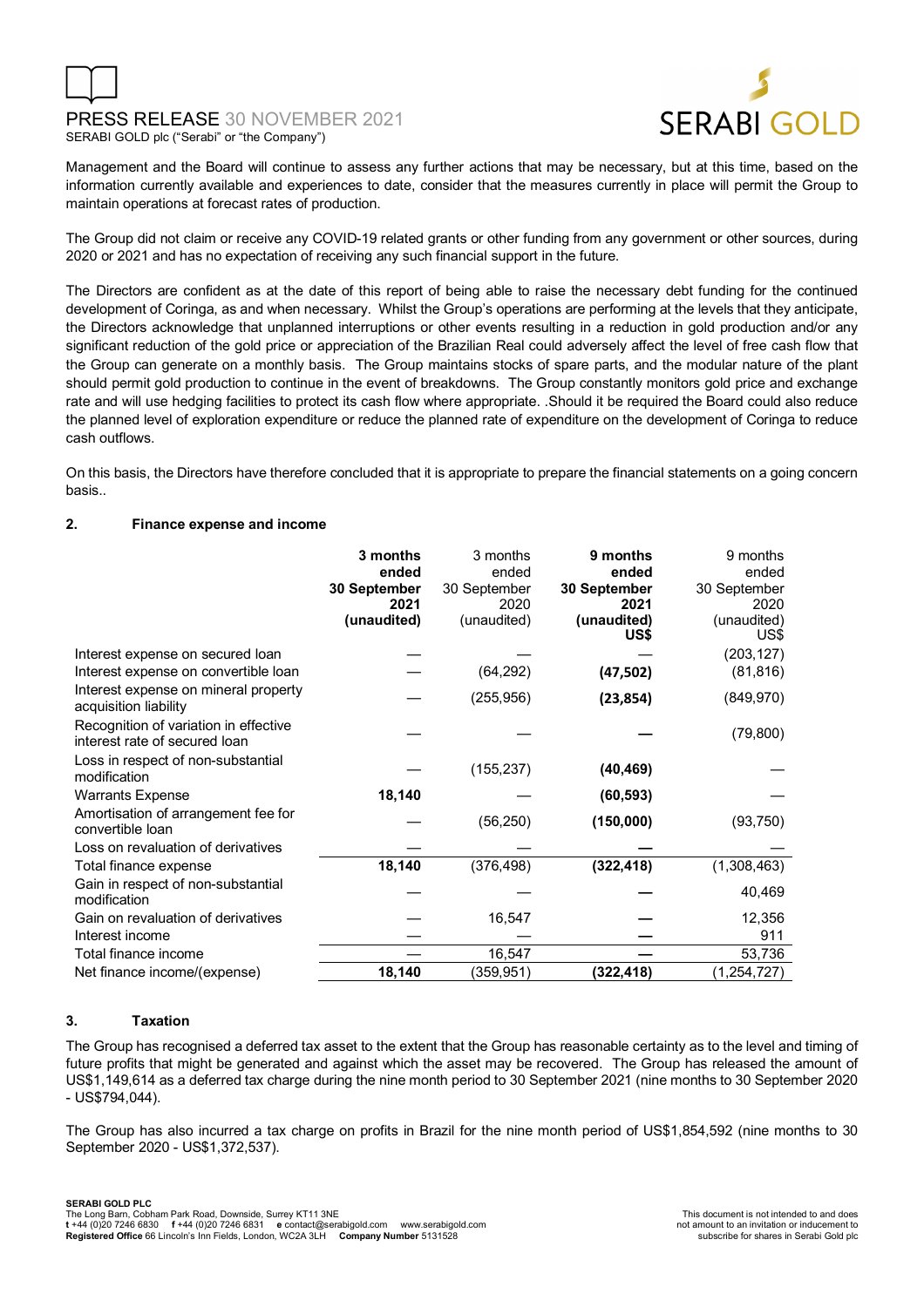Management and the Board will continue to assess any further actions that may be necessary, but at this time, based on the information currently available and experiences to date, consider that the measures currently in place will permit the Group to maintain operations at forecast rates of production.

The Group did not claim or receive any COVID-19 related grants or other funding from any government or other sources, during 2020 or 2021 and has no expectation of receiving any such financial support in the future.

The Directors are confident as at the date of this report of being able to raise the necessary debt funding for the continued development of Coringa, as and when necessary. Whilst the Group's operations are performing at the levels that they anticipate, the Directors acknowledge that unplanned interruptions or other events resulting in a reduction in gold production and/or any significant reduction of the gold price or appreciation of the Brazilian Real could adversely affect the level of free cash flow that the Group can generate on a monthly basis. The Group maintains stocks of spare parts, and the modular nature of the plant should permit gold production to continue in the event of breakdowns. The Group constantly monitors gold price and exchange rate and will use hedging facilities to protect its cash flow where appropriate. .Should it be required the Board could also reduce the planned level of exploration expenditure or reduce the planned rate of expenditure on the development of Coringa to reduce cash outflows.

On this basis, the Directors have therefore concluded that it is appropriate to prepare the financial statements on a going concern basis..

## 2. Finance expense and income

| | **3 months ended 30 September 2021 (unaudited)** | 3 months ended 30 September 2020 (unaudited) | **9 months ended 30 September 2021 (unaudited) US$** | 9 months ended 30 September 2020 (unaudited) US$ |
|---|---|---|---|---|
| Interest expense on secured loan | — | — | — | (203,127) |
| Interest expense on convertible loan | — | (64,292) | **(47,502)** | (81,816) |
| Interest expense on mineral property acquisition liability | — | (255,956) | **(23,854)** | (849,970) |
| Recognition of variation in effective interest rate of secured loan | — | — | **—** | (79,800) |
| Loss in respect of non-substantial modification | — | (155,237) | **(40,469)** | — |
| Warrants Expense | **18,140** | — | **(60,593)** | — |
| Amortisation of arrangement fee for convertible loan | — | (56,250) | **(150,000)** | (93,750) |
| Loss on revaluation of derivatives | — | — | **—** | — |
| Total finance expense | **18,140** | (376,498) | **(322,418)** | (1,308,463) |
| Gain in respect of non-substantial modification | — | — | **—** | 40,469 |
| Gain on revaluation of derivatives | — | 16,547 | **—** | 12,356 |
| Interest income | — | — | **—** | 911 |
| Total finance income | — | 16,547 | **—** | 53,736 |
| Net finance income/(expense) | **18,140** | (359,951) | **(322,418)** | (1,254,727) |

## 3. Taxation

The Group has recognised a deferred tax asset to the extent that the Group has reasonable certainty as to the level and timing of future profits that might be generated and against which the asset may be recovered. The Group has released the amount of US$1,149,614 as a deferred tax charge during the nine month period to 30 September 2021 (nine months to 30 September 2020 - US$794,044).

The Group has also incurred a tax charge on profits in Brazil for the nine month period of US$1,854,592 (nine months to 30 September 2020 - US$1,372,537).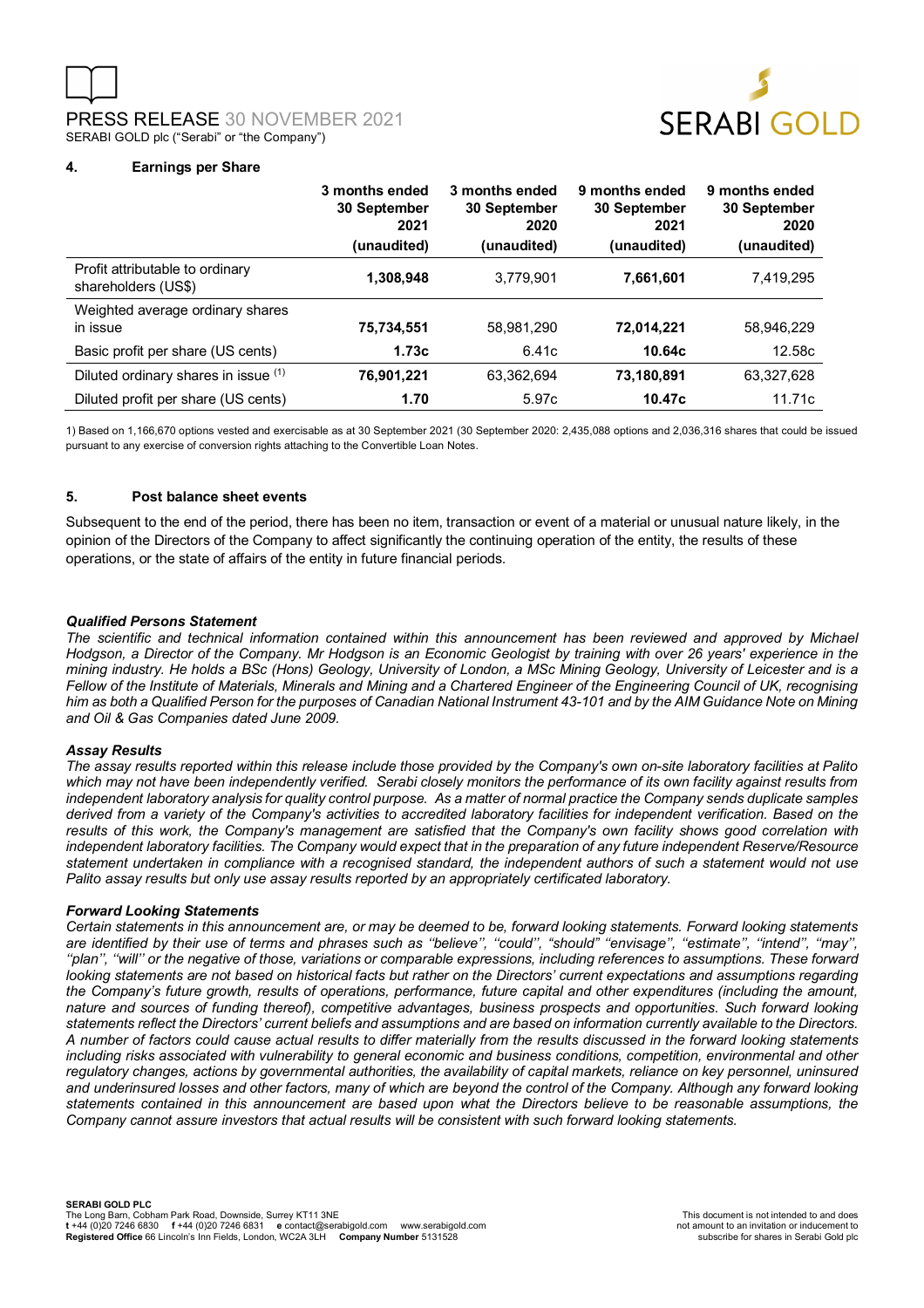## 4. Earnings per Share

| | 3 months ended 30 September 2021 (unaudited) | 3 months ended 30 September 2020 (unaudited) | 9 months ended 30 September 2021 (unaudited) | 9 months ended 30 September 2020 (unaudited) |
|---|---|---|---|---|
| Profit attributable to ordinary shareholders (US$) | **1,308,948** | 3,779,901 | **7,661,601** | 7,419,295 |
| Weighted average ordinary shares in issue | **75,734,551** | 58,981,290 | **72,014,221** | 58,946,229 |
| Basic profit per share (US cents) | **1.73c** | 6.41c | **10.64c** | 12.58c |
| Diluted ordinary shares in issue [(1)] | **76,901,221** | 63,362,694 | **73,180,891** | 63,327,628 |
| Diluted profit per share (US cents) | **1.70** | 5.97c | **10.47c** | 11.71c |

1) Based on 1,166,670 options vested and exercisable as at 30 September 2021 (30 September 2020: 2,435,088 options and 2,036,316 shares that could be issued pursuant to any exercise of conversion rights attaching to the Convertible Loan Notes.

## 5. Post balance sheet events

Subsequent to the end of the period, there has been no item, transaction or event of a material or unusual nature likely, in the opinion of the Directors of the Company to affect significantly the continuing operation of the entity, the results of these operations, or the state of affairs of the entity in future financial periods.

***Qualified Persons Statement***

*The scientific and technical information contained within this announcement has been reviewed and approved by Michael Hodgson, a Director of the Company. Mr Hodgson is an Economic Geologist by training with over 26 years' experience in the mining industry. He holds a BSc (Hons) Geology, University of London, a MSc Mining Geology, University of Leicester and is a Fellow of the Institute of Materials, Minerals and Mining and a Chartered Engineer of the Engineering Council of UK, recognising him as both a Qualified Person for the purposes of Canadian National Instrument 43-101 and by the AIM Guidance Note on Mining and Oil & Gas Companies dated June 2009.*

***Assay Results***

*The assay results reported within this release include those provided by the Company's own on-site laboratory facilities at Palito which may not have been independently verified. Serabi closely monitors the performance of its own facility against results from independent laboratory analysis for quality control purpose. As a matter of normal practice the Company sends duplicate samples derived from a variety of the Company's activities to accredited laboratory facilities for independent verification. Based on the results of this work, the Company's management are satisfied that the Company's own facility shows good correlation with independent laboratory facilities. The Company would expect that in the preparation of any future independent Reserve/Resource statement undertaken in compliance with a recognised standard, the independent authors of such a statement would not use Palito assay results but only use assay results reported by an appropriately certificated laboratory.*

***Forward Looking Statements***

*Certain statements in this announcement are, or may be deemed to be, forward looking statements. Forward looking statements are identified by their use of terms and phrases such as ''believe'', ''could'', "should" "envisage", "estimate", ''intend'', ''may'', ''plan'', ''will'' or the negative of those, variations or comparable expressions, including references to assumptions. These forward looking statements are not based on historical facts but rather on the Directors' current expectations and assumptions regarding the Company's future growth, results of operations, performance, future capital and other expenditures (including the amount, nature and sources of funding thereof), competitive advantages, business prospects and opportunities. Such forward looking statements reflect the Directors' current beliefs and assumptions and are based on information currently available to the Directors. A number of factors could cause actual results to differ materially from the results discussed in the forward looking statements including risks associated with vulnerability to general economic and business conditions, competition, environmental and other regulatory changes, actions by governmental authorities, the availability of capital markets, reliance on key personnel, uninsured and underinsured losses and other factors, many of which are beyond the control of the Company. Although any forward looking statements contained in this announcement are based upon what the Directors believe to be reasonable assumptions, the Company cannot assure investors that actual results will be consistent with such forward looking statements.*